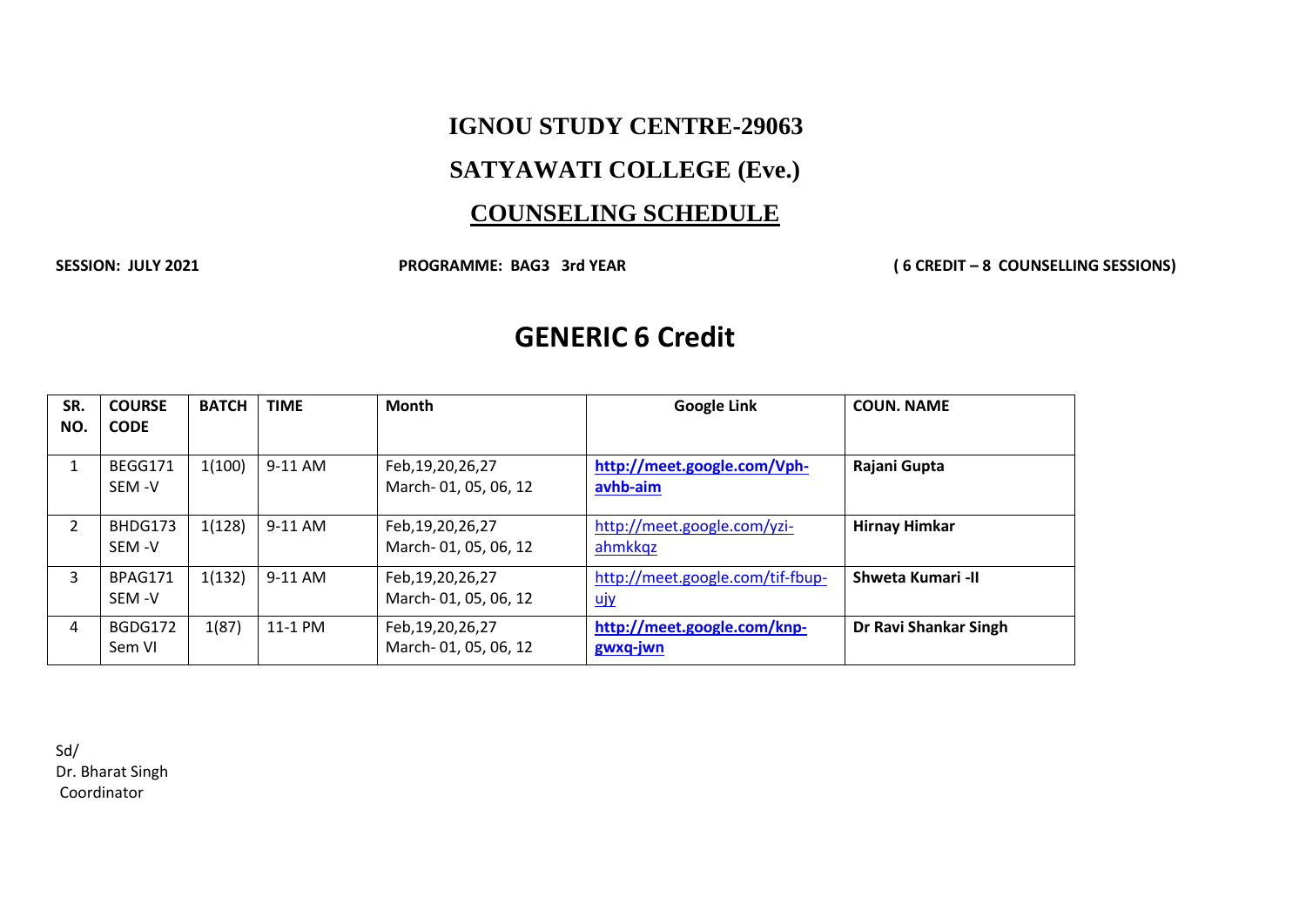# IGNOU STUDY CENTRE-29063

# SATYAWATI COLLEGE (Eve.)

## COUNSELING SCHEDULE

**SESSION: JULY 2021** **PROGRAMME: BAG3 3rd YEAR** **( 6 CREDIT – 8 COUNSELLING SESSIONS)**

## GENERIC 6 Credit

| SR. NO. | COURSE CODE | BATCH | TIME | Month | Google Link | COUN. NAME |
|---|---|---|---|---|---|---|
| 1 | BEGG171 SEM -V | 1(100) | 9-11 AM | Feb,19,20,26,27 March- 01, 05, 06, 12 | **http://meet.google.com/Vph-avhb-aim** | **Rajani Gupta** |
| 2 | BHDG173 SEM -V | 1(128) | 9-11 AM | Feb,19,20,26,27 March- 01, 05, 06, 12 | http://meet.google.com/yzi-ahmkkqz | **Hirnay Himkar** |
| 3 | BPAG171 SEM -V | 1(132) | 9-11 AM | Feb,19,20,26,27 March- 01, 05, 06, 12 | http://meet.google.com/tif-fbup-ujy | **Shweta Kumari -II** |
| 4 | BGDG172 Sem VI | 1(87) | 11-1 PM | Feb,19,20,26,27 March- 01, 05, 06, 12 | **http://meet.google.com/knp-gwxq-jwn** | **Dr Ravi Shankar Singh** |

Sd/
Dr. Bharat Singh
Coordinator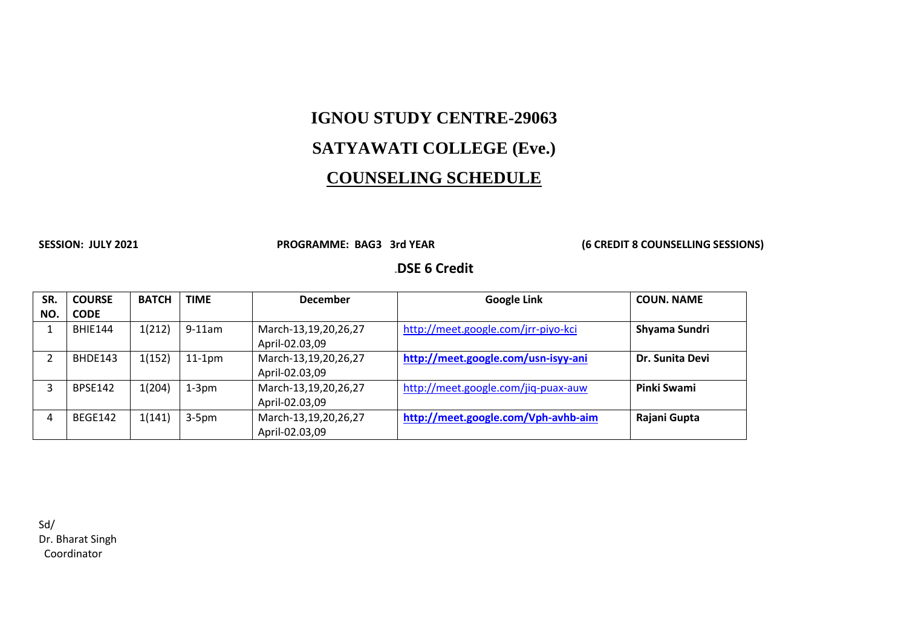# IGNOU STUDY CENTRE-29063

# SATYAWATI COLLEGE (Eve.)

## COUNSELING SCHEDULE

**SESSION: JULY 2021** **PROGRAMME: BAG3 3rd YEAR** **(6 CREDIT 8 COUNSELLING SESSIONS)**

**DSE 6 Credit**

| SR. NO. | COURSE CODE | BATCH | TIME | December | Google Link | COUN. NAME |
|---|---|---|---|---|---|---|
| 1 | BHIE144 | 1(212) | 9-11am | March-13,19,20,26,27 April-02.03,09 | http://meet.google.com/jrr-piyo-kci | **Shyama Sundri** |
| 2 | BHDE143 | 1(152) | 11-1pm | March-13,19,20,26,27 April-02.03,09 | **http://meet.google.com/usn-isyy-ani** | **Dr. Sunita Devi** |
| 3 | BPSE142 | 1(204) | 1-3pm | March-13,19,20,26,27 April-02.03,09 | http://meet.google.com/jiq-puax-auw | **Pinki Swami** |
| 4 | BEGE142 | 1(141) | 3-5pm | March-13,19,20,26,27 April-02.03,09 | **http://meet.google.com/Vph-avhb-aim** | **Rajani Gupta** |

Sd/
Dr. Bharat Singh
Coordinator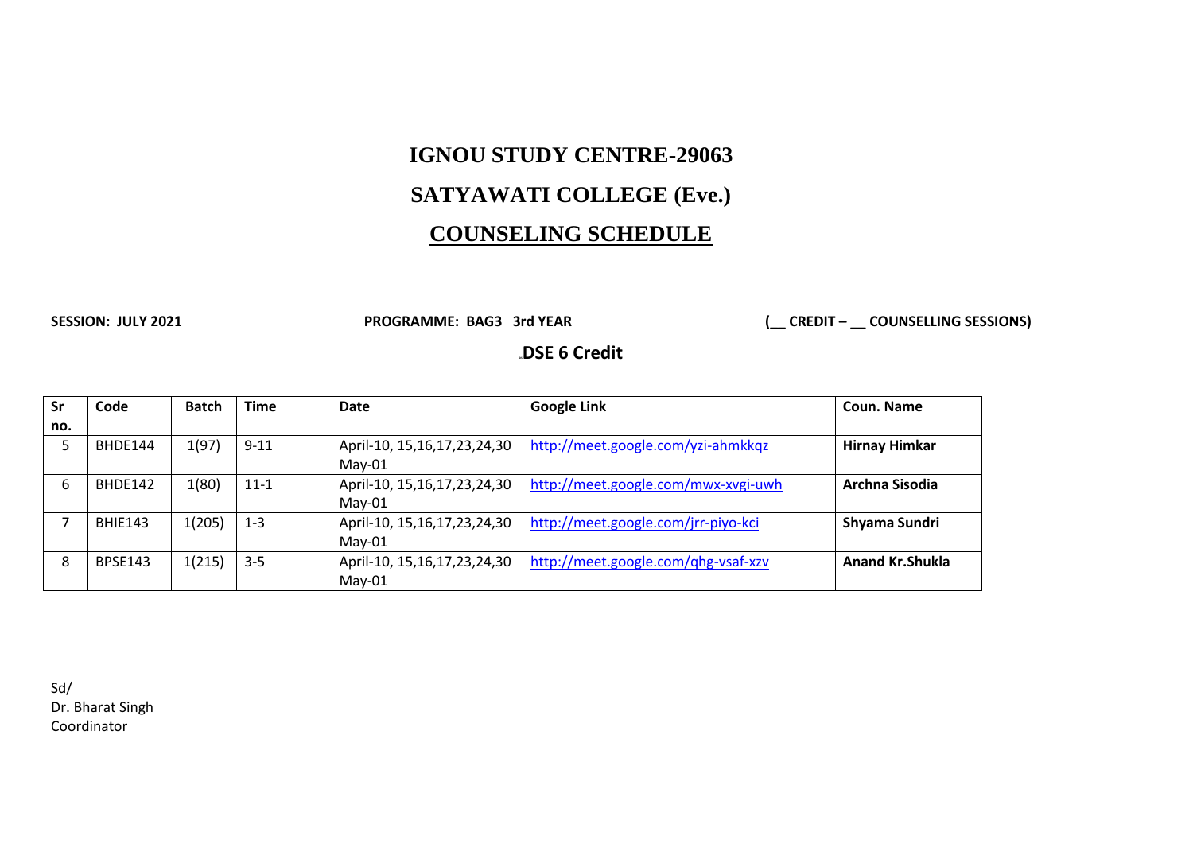# IGNOU STUDY CENTRE-29063

# SATYAWATI COLLEGE (Eve.)

## COUNSELING SCHEDULE

**SESSION: JULY 2021** **PROGRAMME: BAG3 3rd YEAR** **(__ CREDIT – __ COUNSELLING SESSIONS)**

**DSE 6 Credit**

| Sr no. | Code | Batch | Time | Date | Google Link | Coun. Name |
|---|---|---|---|---|---|---|
| 5 | BHDE144 | 1(97) | 9-11 | April-10, 15,16,17,23,24,30 May-01 | http://meet.google.com/yzi-ahmkkqz | **Hirnay Himkar** |
| 6 | BHDE142 | 1(80) | 11-1 | April-10, 15,16,17,23,24,30 May-01 | http://meet.google.com/mwx-xvgi-uwh | **Archna Sisodia** |
| 7 | BHIE143 | 1(205) | 1-3 | April-10, 15,16,17,23,24,30 May-01 | http://meet.google.com/jrr-piyo-kci | **Shyama Sundri** |
| 8 | BPSE143 | 1(215) | 3-5 | April-10, 15,16,17,23,24,30 May-01 | http://meet.google.com/qhg-vsaf-xzv | **Anand Kr.Shukla** |

Sd/
Dr. Bharat Singh
Coordinator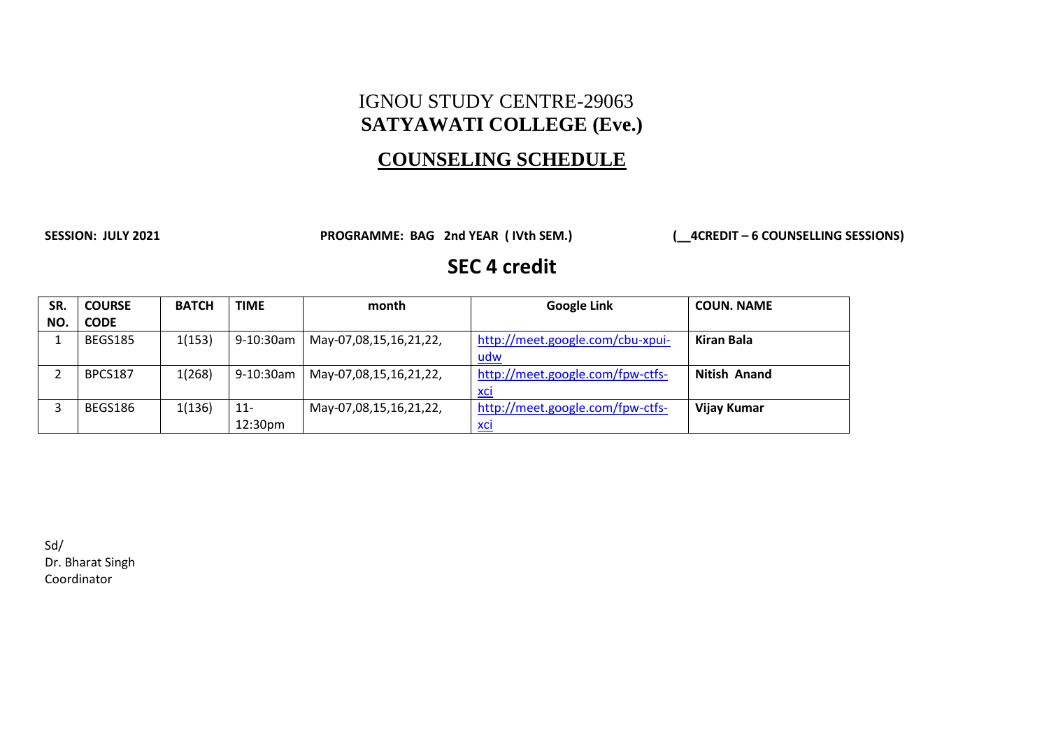# IGNOU STUDY CENTRE-29063
# SATYAWATI COLLEGE (Eve.)

## COUNSELING SCHEDULE

**SESSION: JULY 2021** **PROGRAMME: BAG 2nd YEAR ( IVth SEM.)** **(__4CREDIT – 6 COUNSELLING SESSIONS)**

## SEC 4 credit

| SR. NO. | COURSE CODE | BATCH | TIME | month | Google Link | COUN. NAME |
|---|---|---|---|---|---|---|
| 1 | BEGS185 | 1(153) | 9-10:30am | May-07,08,15,16,21,22, | http://meet.google.com/cbu-xpui-udw | **Kiran Bala** |
| 2 | BPCS187 | 1(268) | 9-10:30am | May-07,08,15,16,21,22, | http://meet.google.com/fpw-ctfs-xci | **Nitish Anand** |
| 3 | BEGS186 | 1(136) | 11-12:30pm | May-07,08,15,16,21,22, | http://meet.google.com/fpw-ctfs-xci | **Vijay Kumar** |

Sd/
Dr. Bharat Singh
Coordinator